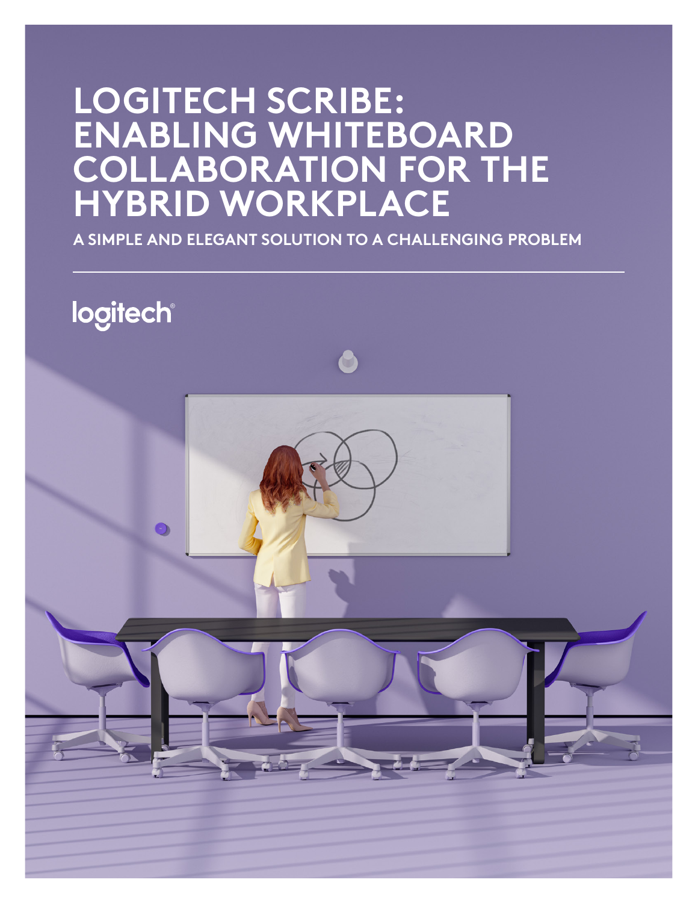# LOGITECH SCRIBE: ENABLING WHITEBOARD COLLABORATION FOR THE HYBRID WORKPLACE

**A SIMPLE AND ELEGANT SOLUTION TO A CHALLENGING PROBLEM**

logitech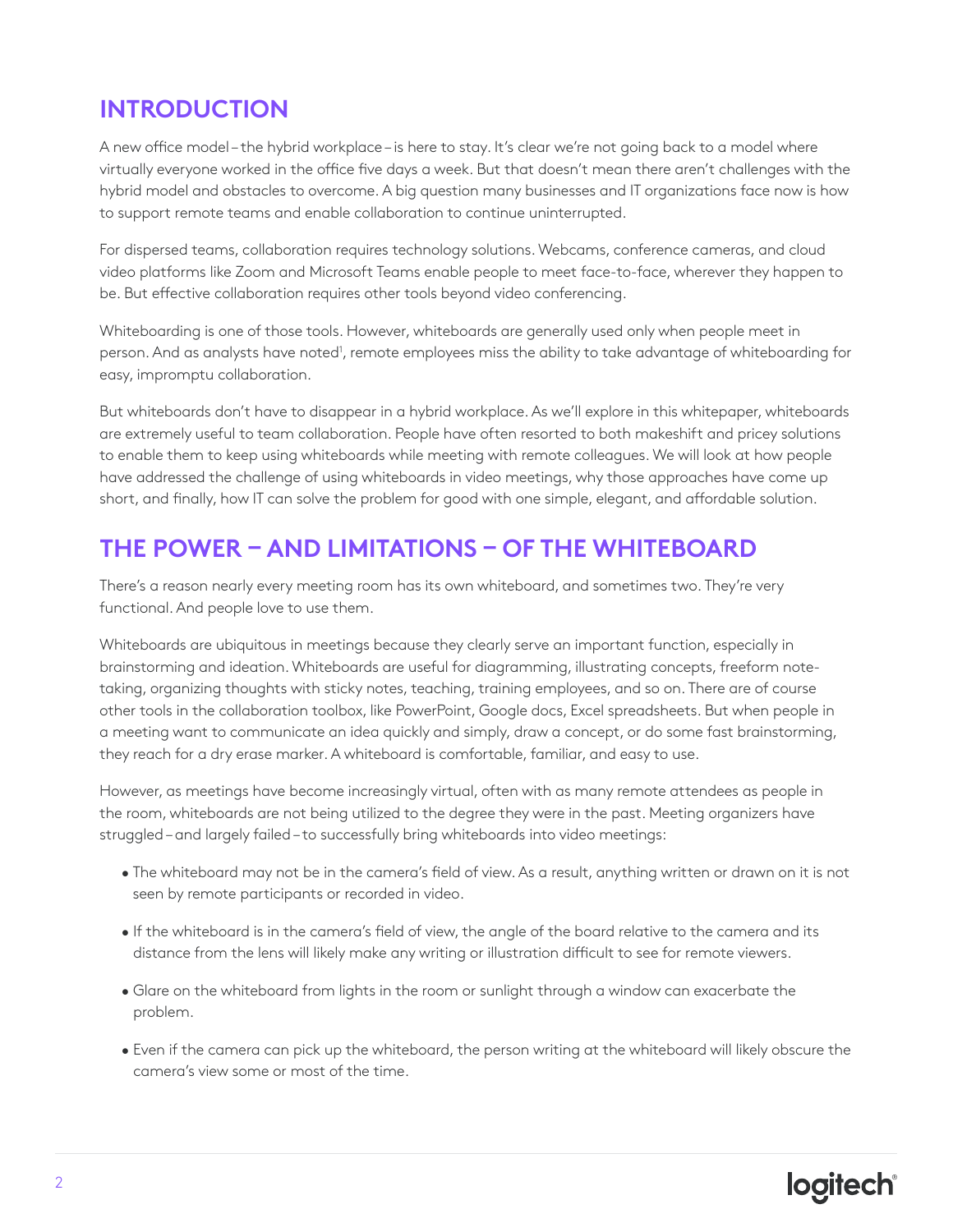## INTRODUCTION

A new office model – the hybrid workplace – is here to stay. It's clear we're not going back to a model where virtually everyone worked in the office five days a week. But that doesn't mean there aren't challenges with the hybrid model and obstacles to overcome. A big question many businesses and IT organizations face now is how to support remote teams and enable collaboration to continue uninterrupted.

For dispersed teams, collaboration requires technology solutions. Webcams, conference cameras, and cloud video platforms like Zoom and Microsoft Teams enable people to meet face-to-face, wherever they happen to be. But effective collaboration requires other tools beyond video conferencing.

Whiteboarding is one of those tools. However, whiteboards are generally used only when people meet in person. And as analysts have noted[1], remote employees miss the ability to take advantage of whiteboarding for easy, impromptu collaboration.

But whiteboards don't have to disappear in a hybrid workplace. As we'll explore in this whitepaper, whiteboards are extremely useful to team collaboration. People have often resorted to both makeshift and pricey solutions to enable them to keep using whiteboards while meeting with remote colleagues. We will look at how people have addressed the challenge of using whiteboards in video meetings, why those approaches have come up short, and finally, how IT can solve the problem for good with one simple, elegant, and affordable solution.

## THE POWER – AND LIMITATIONS – OF THE WHITEBOARD

There's a reason nearly every meeting room has its own whiteboard, and sometimes two. They're very functional. And people love to use them.

Whiteboards are ubiquitous in meetings because they clearly serve an important function, especially in brainstorming and ideation. Whiteboards are useful for diagramming, illustrating concepts, freeform note-taking, organizing thoughts with sticky notes, teaching, training employees, and so on. There are of course other tools in the collaboration toolbox, like PowerPoint, Google docs, Excel spreadsheets. But when people in a meeting want to communicate an idea quickly and simply, draw a concept, or do some fast brainstorming, they reach for a dry erase marker. A whiteboard is comfortable, familiar, and easy to use.

However, as meetings have become increasingly virtual, often with as many remote attendees as people in the room, whiteboards are not being utilized to the degree they were in the past. Meeting organizers have struggled – and largely failed – to successfully bring whiteboards into video meetings:

- The whiteboard may not be in the camera's field of view. As a result, anything written or drawn on it is not seen by remote participants or recorded in video.
- If the whiteboard is in the camera's field of view, the angle of the board relative to the camera and its distance from the lens will likely make any writing or illustration difficult to see for remote viewers.
- Glare on the whiteboard from lights in the room or sunlight through a window can exacerbate the problem.
- Even if the camera can pick up the whiteboard, the person writing at the whiteboard will likely obscure the camera's view some or most of the time.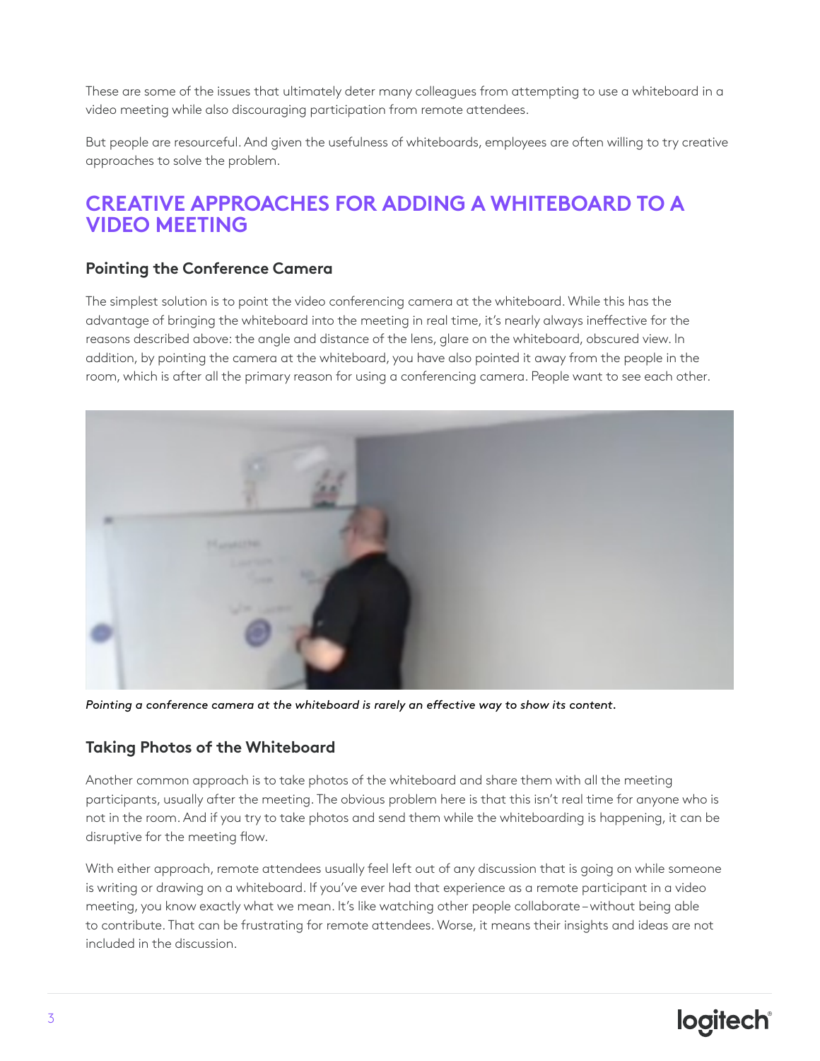These are some of the issues that ultimately deter many colleagues from attempting to use a whiteboard in a video meeting while also discouraging participation from remote attendees.

But people are resourceful. And given the usefulness of whiteboards, employees are often willing to try creative approaches to solve the problem.

## CREATIVE APPROACHES FOR ADDING A WHITEBOARD TO A VIDEO MEETING

### Pointing the Conference Camera

The simplest solution is to point the video conferencing camera at the whiteboard. While this has the advantage of bringing the whiteboard into the meeting in real time, it's nearly always ineffective for the reasons described above: the angle and distance of the lens, glare on the whiteboard, obscured view. In addition, by pointing the camera at the whiteboard, you have also pointed it away from the people in the room, which is after all the primary reason for using a conferencing camera. People want to see each other.

*Pointing a conference camera at the whiteboard is rarely an effective way to show its content.*

### Taking Photos of the Whiteboard

Another common approach is to take photos of the whiteboard and share them with all the meeting participants, usually after the meeting. The obvious problem here is that this isn't real time for anyone who is not in the room. And if you try to take photos and send them while the whiteboarding is happening, it can be disruptive for the meeting flow.

With either approach, remote attendees usually feel left out of any discussion that is going on while someone is writing or drawing on a whiteboard. If you've ever had that experience as a remote participant in a video meeting, you know exactly what we mean. It's like watching other people collaborate – without being able to contribute. That can be frustrating for remote attendees. Worse, it means their insights and ideas are not included in the discussion.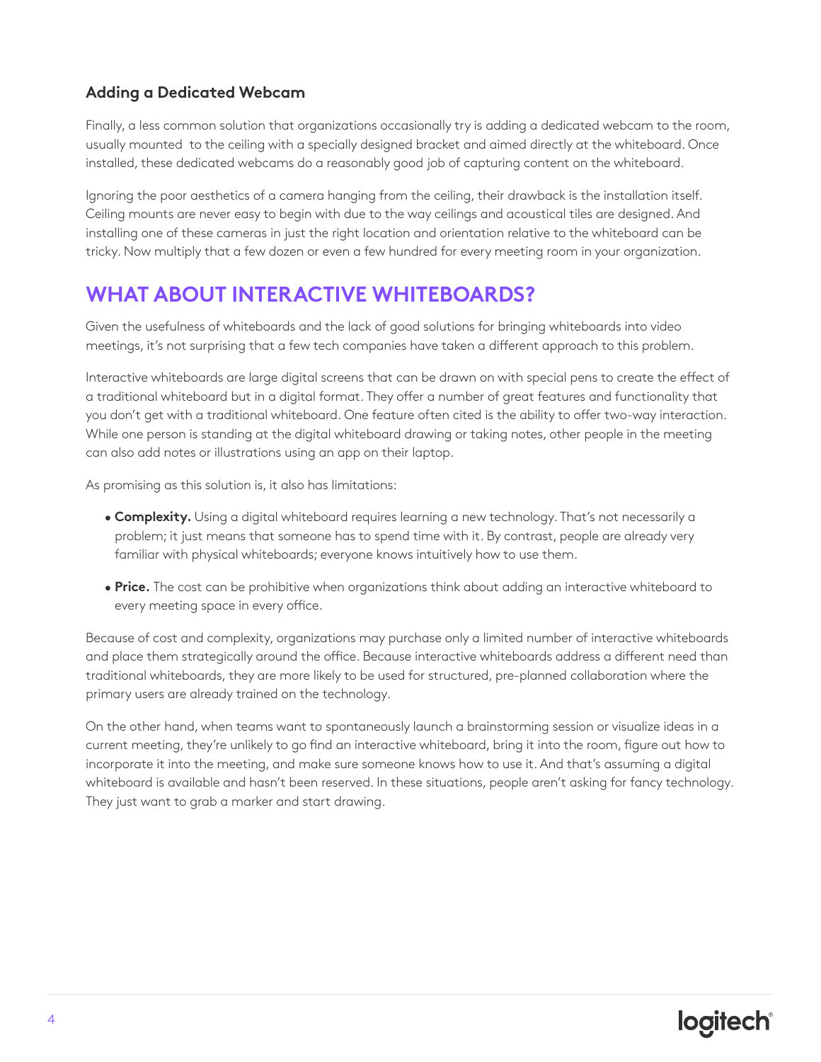### Adding a Dedicated Webcam

Finally, a less common solution that organizations occasionally try is adding a dedicated webcam to the room, usually mounted to the ceiling with a specially designed bracket and aimed directly at the whiteboard. Once installed, these dedicated webcams do a reasonably good job of capturing content on the whiteboard.

Ignoring the poor aesthetics of a camera hanging from the ceiling, their drawback is the installation itself. Ceiling mounts are never easy to begin with due to the way ceilings and acoustical tiles are designed. And installing one of these cameras in just the right location and orientation relative to the whiteboard can be tricky. Now multiply that a few dozen or even a few hundred for every meeting room in your organization.

## WHAT ABOUT INTERACTIVE WHITEBOARDS?

Given the usefulness of whiteboards and the lack of good solutions for bringing whiteboards into video meetings, it's not surprising that a few tech companies have taken a different approach to this problem.

Interactive whiteboards are large digital screens that can be drawn on with special pens to create the effect of a traditional whiteboard but in a digital format. They offer a number of great features and functionality that you don't get with a traditional whiteboard. One feature often cited is the ability to offer two-way interaction. While one person is standing at the digital whiteboard drawing or taking notes, other people in the meeting can also add notes or illustrations using an app on their laptop.

As promising as this solution is, it also has limitations:

- **Complexity.** Using a digital whiteboard requires learning a new technology. That's not necessarily a problem; it just means that someone has to spend time with it. By contrast, people are already very familiar with physical whiteboards; everyone knows intuitively how to use them.
- **Price.** The cost can be prohibitive when organizations think about adding an interactive whiteboard to every meeting space in every office.

Because of cost and complexity, organizations may purchase only a limited number of interactive whiteboards and place them strategically around the office. Because interactive whiteboards address a different need than traditional whiteboards, they are more likely to be used for structured, pre-planned collaboration where the primary users are already trained on the technology.

On the other hand, when teams want to spontaneously launch a brainstorming session or visualize ideas in a current meeting, they're unlikely to go find an interactive whiteboard, bring it into the room, figure out how to incorporate it into the meeting, and make sure someone knows how to use it. And that's assuming a digital whiteboard is available and hasn't been reserved. In these situations, people aren't asking for fancy technology. They just want to grab a marker and start drawing.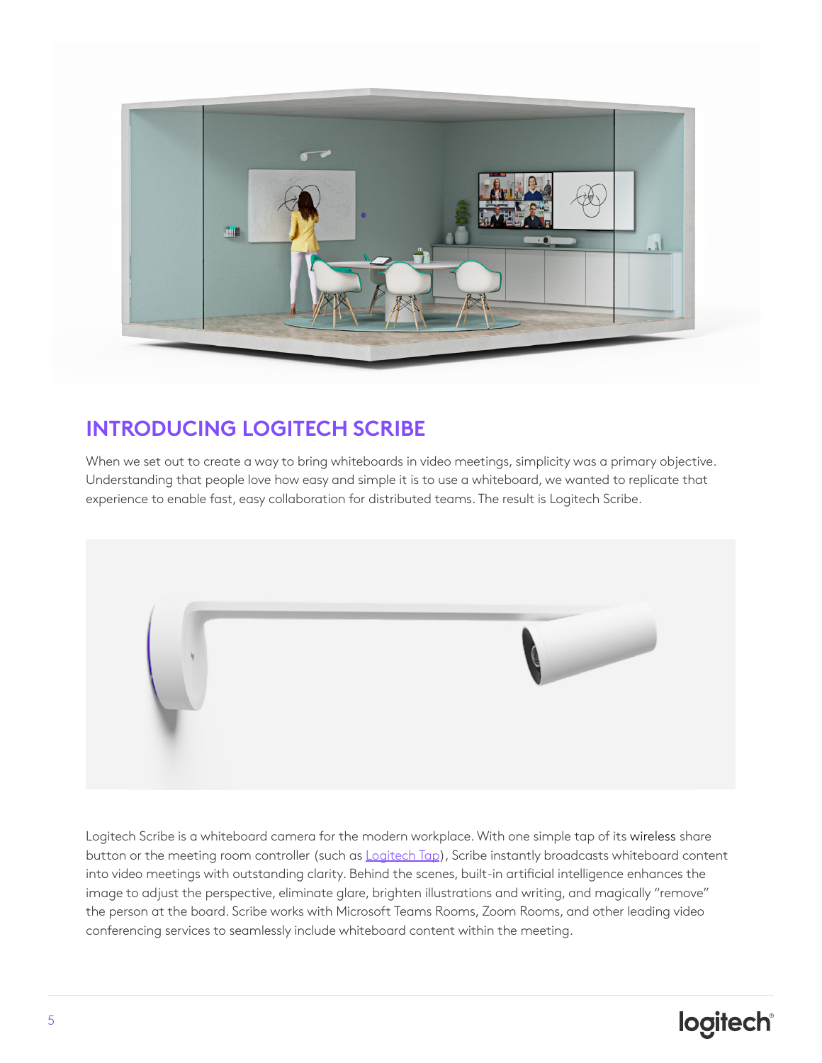## INTRODUCING LOGITECH SCRIBE

When we set out to create a way to bring whiteboards in video meetings, simplicity was a primary objective. Understanding that people love how easy and simple it is to use a whiteboard, we wanted to replicate that experience to enable fast, easy collaboration for distributed teams. The result is Logitech Scribe.

Logitech Scribe is a whiteboard camera for the modern workplace. With one simple tap of its wireless share button or the meeting room controller (such as Logitech Tap), Scribe instantly broadcasts whiteboard content into video meetings with outstanding clarity. Behind the scenes, built-in artificial intelligence enhances the image to adjust the perspective, eliminate glare, brighten illustrations and writing, and magically "remove" the person at the board. Scribe works with Microsoft Teams Rooms, Zoom Rooms, and other leading video conferencing services to seamlessly include whiteboard content within the meeting.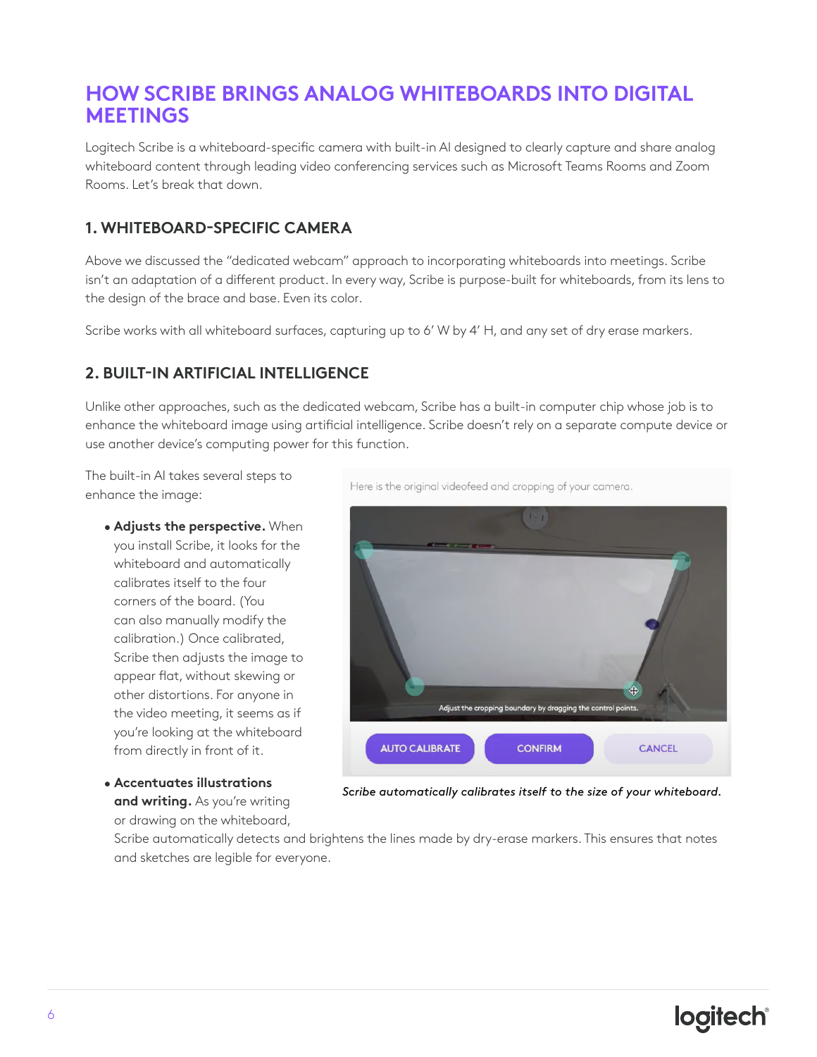# HOW SCRIBE BRINGS ANALOG WHITEBOARDS INTO DIGITAL MEETINGS

Logitech Scribe is a whiteboard-specific camera with built-in AI designed to clearly capture and share analog whiteboard content through leading video conferencing services such as Microsoft Teams Rooms and Zoom Rooms. Let's break that down.

## 1. WHITEBOARD-SPECIFIC CAMERA

Above we discussed the "dedicated webcam" approach to incorporating whiteboards into meetings. Scribe isn't an adaptation of a different product. In every way, Scribe is purpose-built for whiteboards, from its lens to the design of the brace and base. Even its color.

Scribe works with all whiteboard surfaces, capturing up to 6′ W by 4′ H, and any set of dry erase markers.

## 2. BUILT-IN ARTIFICIAL INTELLIGENCE

Unlike other approaches, such as the dedicated webcam, Scribe has a built-in computer chip whose job is to enhance the whiteboard image using artificial intelligence. Scribe doesn't rely on a separate compute device or use another device's computing power for this function.

The built-in AI takes several steps to enhance the image:

- **Adjusts the perspective.** When you install Scribe, it looks for the whiteboard and automatically calibrates itself to the four corners of the board. (You can also manually modify the calibration.) Once calibrated, Scribe then adjusts the image to appear flat, without skewing or other distortions. For anyone in the video meeting, it seems as if you're looking at the whiteboard from directly in front of it.
- **Accentuates illustrations and writing.** As you're writing or drawing on the whiteboard, Scribe automatically detects and brightens the lines made by dry-erase markers. This ensures that notes and sketches are legible for everyone.

Here is the original videofeed and cropping of your camera.

Adjust the cropping boundary by dragging the control points.

AUTO CALIBRATE | CONFIRM | CANCEL

*Scribe automatically calibrates itself to the size of your whiteboard.*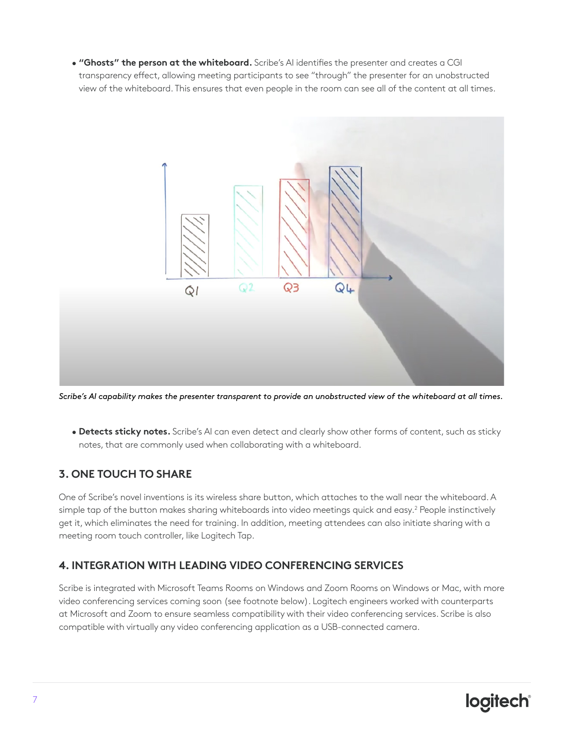- **"Ghosts" the person at the whiteboard.** Scribe's AI identifies the presenter and creates a CGI transparency effect, allowing meeting participants to see "through" the presenter for an unobstructed view of the whiteboard. This ensures that even people in the room can see all of the content at all times.

*Scribe's AI capability makes the presenter transparent to provide an unobstructed view of the whiteboard at all times.*

- **Detects sticky notes.** Scribe's AI can even detect and clearly show other forms of content, such as sticky notes, that are commonly used when collaborating with a whiteboard.

## 3. ONE TOUCH TO SHARE

One of Scribe's novel inventions is its wireless share button, which attaches to the wall near the whiteboard. A simple tap of the button makes sharing whiteboards into video meetings quick and easy.[2] People instinctively get it, which eliminates the need for training. In addition, meeting attendees can also initiate sharing with a meeting room touch controller, like Logitech Tap.

## 4. INTEGRATION WITH LEADING VIDEO CONFERENCING SERVICES

Scribe is integrated with Microsoft Teams Rooms on Windows and Zoom Rooms on Windows or Mac, with more video conferencing services coming soon (see footnote below). Logitech engineers worked with counterparts at Microsoft and Zoom to ensure seamless compatibility with their video conferencing services. Scribe is also compatible with virtually any video conferencing application as a USB-connected camera.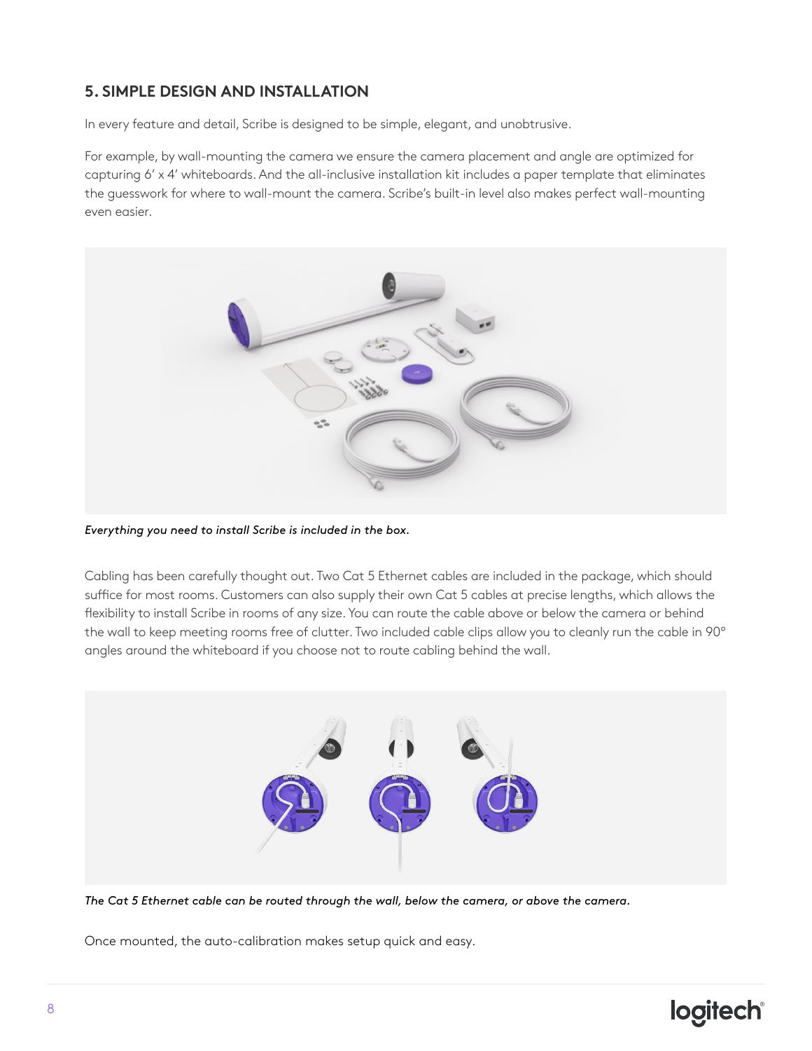## 5. SIMPLE DESIGN AND INSTALLATION

In every feature and detail, Scribe is designed to be simple, elegant, and unobtrusive.

For example, by wall-mounting the camera we ensure the camera placement and angle are optimized for capturing 6′ x 4′ whiteboards. And the all-inclusive installation kit includes a paper template that eliminates the guesswork for where to wall-mount the camera. Scribe's built-in level also makes perfect wall-mounting even easier.

*Everything you need to install Scribe is included in the box.*

Cabling has been carefully thought out. Two Cat 5 Ethernet cables are included in the package, which should suffice for most rooms. Customers can also supply their own Cat 5 cables at precise lengths, which allows the flexibility to install Scribe in rooms of any size. You can route the cable above or below the camera or behind the wall to keep meeting rooms free of clutter. Two included cable clips allow you to cleanly run the cable in 90° angles around the whiteboard if you choose not to route cabling behind the wall.

*The Cat 5 Ethernet cable can be routed through the wall, below the camera, or above the camera.*

Once mounted, the auto-calibration makes setup quick and easy.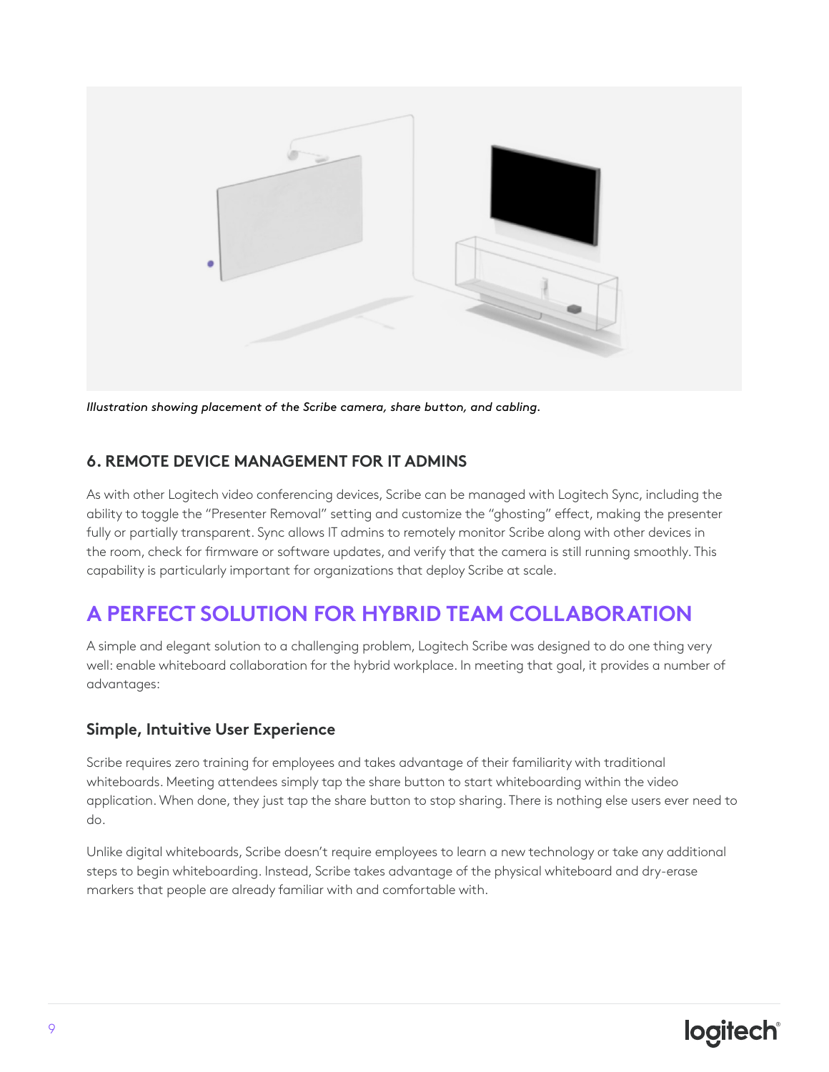*Illustration showing placement of the Scribe camera, share button, and cabling.*

### 6. REMOTE DEVICE MANAGEMENT FOR IT ADMINS

As with other Logitech video conferencing devices, Scribe can be managed with Logitech Sync, including the ability to toggle the "Presenter Removal" setting and customize the "ghosting" effect, making the presenter fully or partially transparent. Sync allows IT admins to remotely monitor Scribe along with other devices in the room, check for firmware or software updates, and verify that the camera is still running smoothly. This capability is particularly important for organizations that deploy Scribe at scale.

## A PERFECT SOLUTION FOR HYBRID TEAM COLLABORATION

A simple and elegant solution to a challenging problem, Logitech Scribe was designed to do one thing very well: enable whiteboard collaboration for the hybrid workplace. In meeting that goal, it provides a number of advantages:

### Simple, Intuitive User Experience

Scribe requires zero training for employees and takes advantage of their familiarity with traditional whiteboards. Meeting attendees simply tap the share button to start whiteboarding within the video application. When done, they just tap the share button to stop sharing. There is nothing else users ever need to do.

Unlike digital whiteboards, Scribe doesn't require employees to learn a new technology or take any additional steps to begin whiteboarding. Instead, Scribe takes advantage of the physical whiteboard and dry-erase markers that people are already familiar with and comfortable with.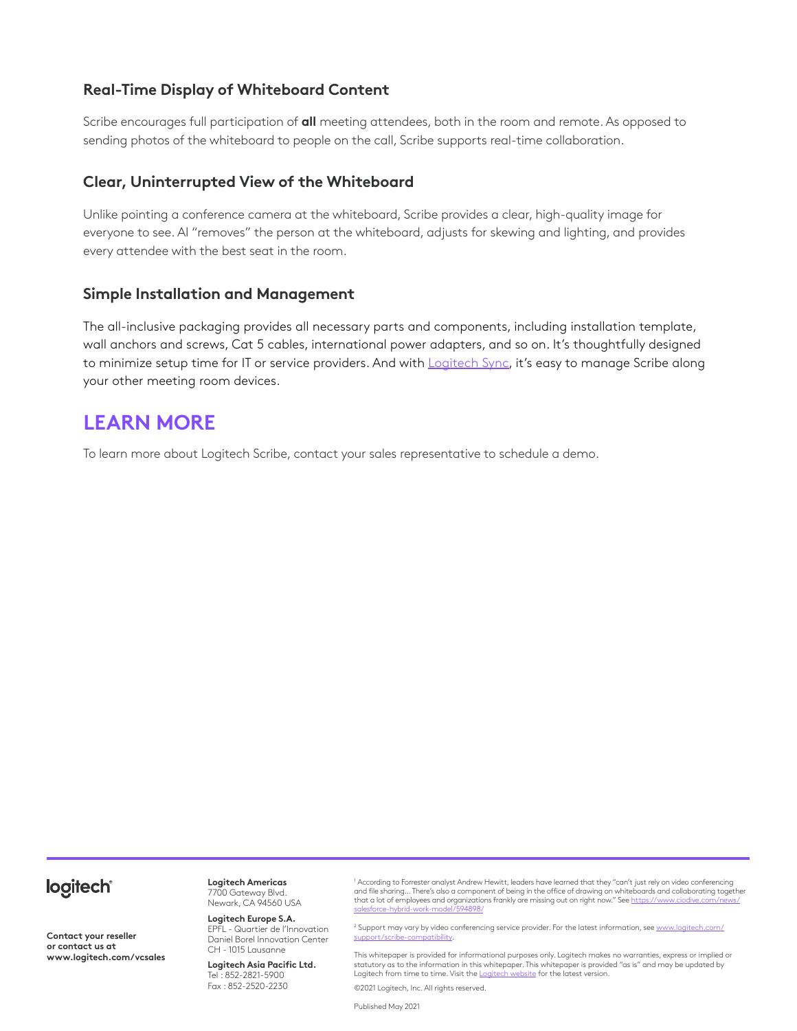### Real-Time Display of Whiteboard Content

Scribe encourages full participation of **all** meeting attendees, both in the room and remote. As opposed to sending photos of the whiteboard to people on the call, Scribe supports real-time collaboration.

### Clear, Uninterrupted View of the Whiteboard

Unlike pointing a conference camera at the whiteboard, Scribe provides a clear, high-quality image for everyone to see. AI "removes" the person at the whiteboard, adjusts for skewing and lighting, and provides every attendee with the best seat in the room.

### Simple Installation and Management

The all-inclusive packaging provides all necessary parts and components, including installation template, wall anchors and screws, Cat 5 cables, international power adapters, and so on. It's thoughtfully designed to minimize setup time for IT or service providers. And with Logitech Sync, it's easy to manage Scribe along your other meeting room devices.

## LEARN MORE

To learn more about Logitech Scribe, contact your sales representative to schedule a demo.

---

logitech

**Contact your reseller or contact us at www.logitech.com/vcsales**

**Logitech Americas**
7700 Gateway Blvd.
Newark, CA 94560 USA

**Logitech Europe S.A.**
EPFL - Quartier de l'Innovation
Daniel Borel Innovation Center
CH - 1015 Lausanne

**Logitech Asia Pacific Ltd.**
Tel : 852-2821-5900
Fax : 852-2520-2230

[1] According to Forrester analyst Andrew Hewitt, leaders have learned that they "can't just rely on video conferencing and file sharing... There's also a component of being in the office of drawing on whiteboards and collaborating together that a lot of employees and organizations frankly are missing out on right now." See https://www.ciodive.com/news/salesforce-hybrid-work-model/594898/

[2] Support may vary by video conferencing service provider. For the latest information, see www.logitech.com/support/scribe-compatibility.

This whitepaper is provided for informational purposes only. Logitech makes no warranties, express or implied or statutory as to the information in this whitepaper. This whitepaper is provided "as is" and may be updated by Logitech from time to time. Visit the Logitech website for the latest version.

©2021 Logitech, Inc. All rights reserved.

Published May 2021